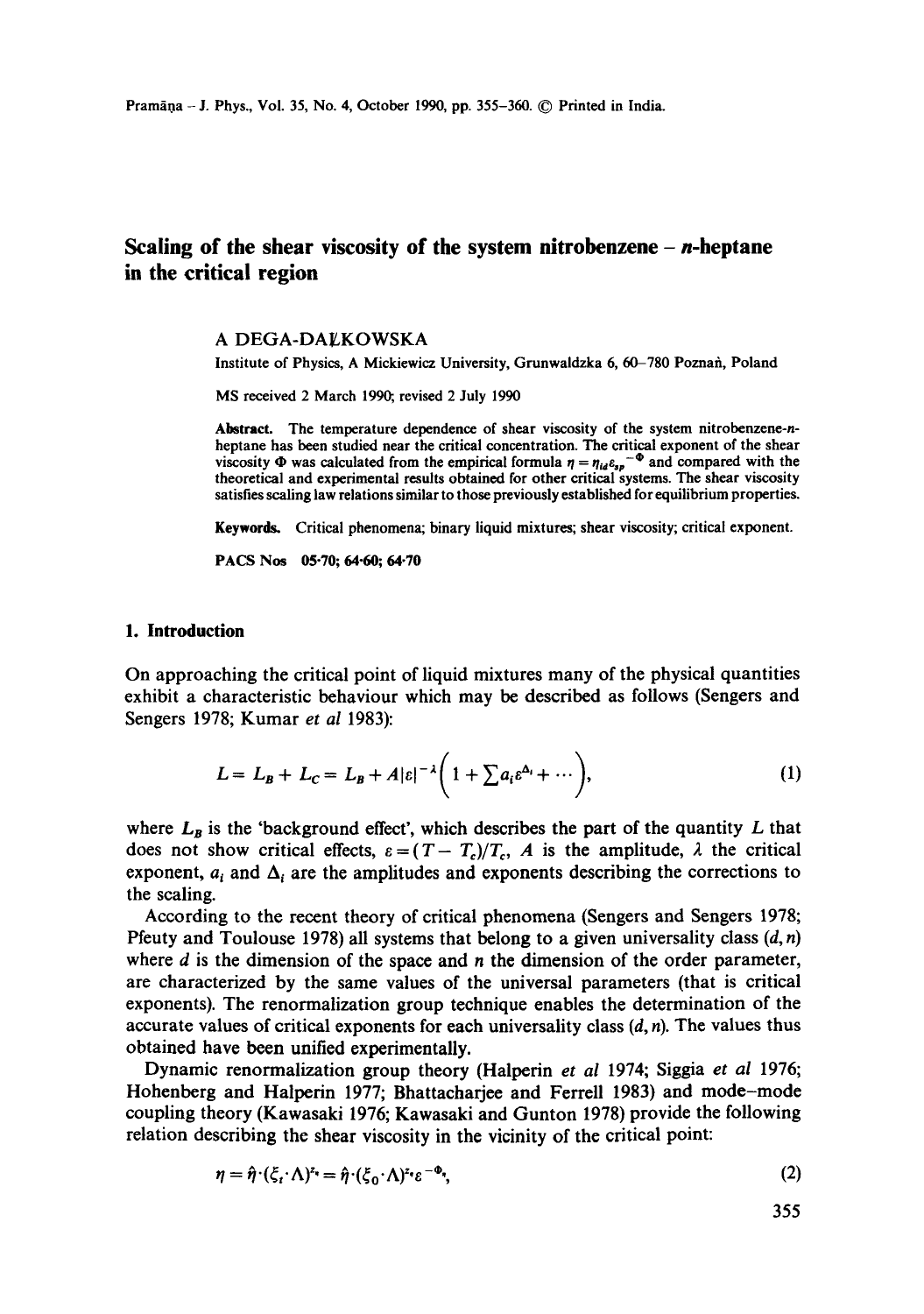# Scaling of the shear viscosity of the system nitrobenzene – *n*-heptane in the critical region

A DEGA-DAŁKOWSKA

Institute of Physics, A Mickiewicz University, Grunwaldzka 6, 60–780 Poznań, Poland

MS received 2 March 1990; revised 2 July 1990

**Abstract.** The temperature dependence of shear viscosity of the system nitrobenzene-*n*-heptane has been studied near the critical concentration. The critical exponent of the shear viscosity $\Phi$ was calculated from the empirical formula $\eta = \eta_{id}\varepsilon_{sp}^{-\Phi}$ and compared with the theoretical and experimental results obtained for other critical systems. The shear viscosity satisfies scaling law relations similar to those previously established for equilibrium properties.

**Keywords.** Critical phenomena; binary liquid mixtures; shear viscosity; critical exponent.

**PACS Nos** 05·70; 64·60; 64·70

## 1. Introduction

On approaching the critical point of liquid mixtures many of the physical quantities exhibit a characteristic behaviour which may be described as follows (Sengers and Sengers 1978; Kumar *et al* 1983):

$$L = L_B + L_C = L_B + A|\varepsilon|^{-\lambda}\left(1 + \sum a_i \varepsilon^{\Delta_i} + \cdots\right), \tag{1}$$

where $L_B$ is the 'background effect', which describes the part of the quantity $L$ that does not show critical effects, $\varepsilon = (T - T_c)/T_c$, $A$ is the amplitude, $\lambda$ the critical exponent, $a_i$ and $\Delta_i$ are the amplitudes and exponents describing the corrections to the scaling.

According to the recent theory of critical phenomena (Sengers and Sengers 1978; Pfeuty and Toulouse 1978) all systems that belong to a given universality class $(d, n)$ where $d$ is the dimension of the space and $n$ the dimension of the order parameter, are characterized by the same values of the universal parameters (that is critical exponents). The renormalization group technique enables the determination of the accurate values of critical exponents for each universality class $(d, n)$. The values thus obtained have been unified experimentally.

Dynamic renormalization group theory (Halperin *et al* 1974; Siggia *et al* 1976; Hohenberg and Halperin 1977; Bhattacharjee and Ferrell 1983) and mode–mode coupling theory (Kawasaki 1976; Kawasaki and Gunton 1978) provide the following relation describing the shear viscosity in the vicinity of the critical point:

$$\eta = \hat{\eta}\cdot(\xi_t \cdot \Lambda)^{z_\eta} = \hat{\eta}\cdot(\xi_0 \cdot \Lambda)^{z_\eta}\varepsilon^{-\Phi_\eta}, \tag{2}$$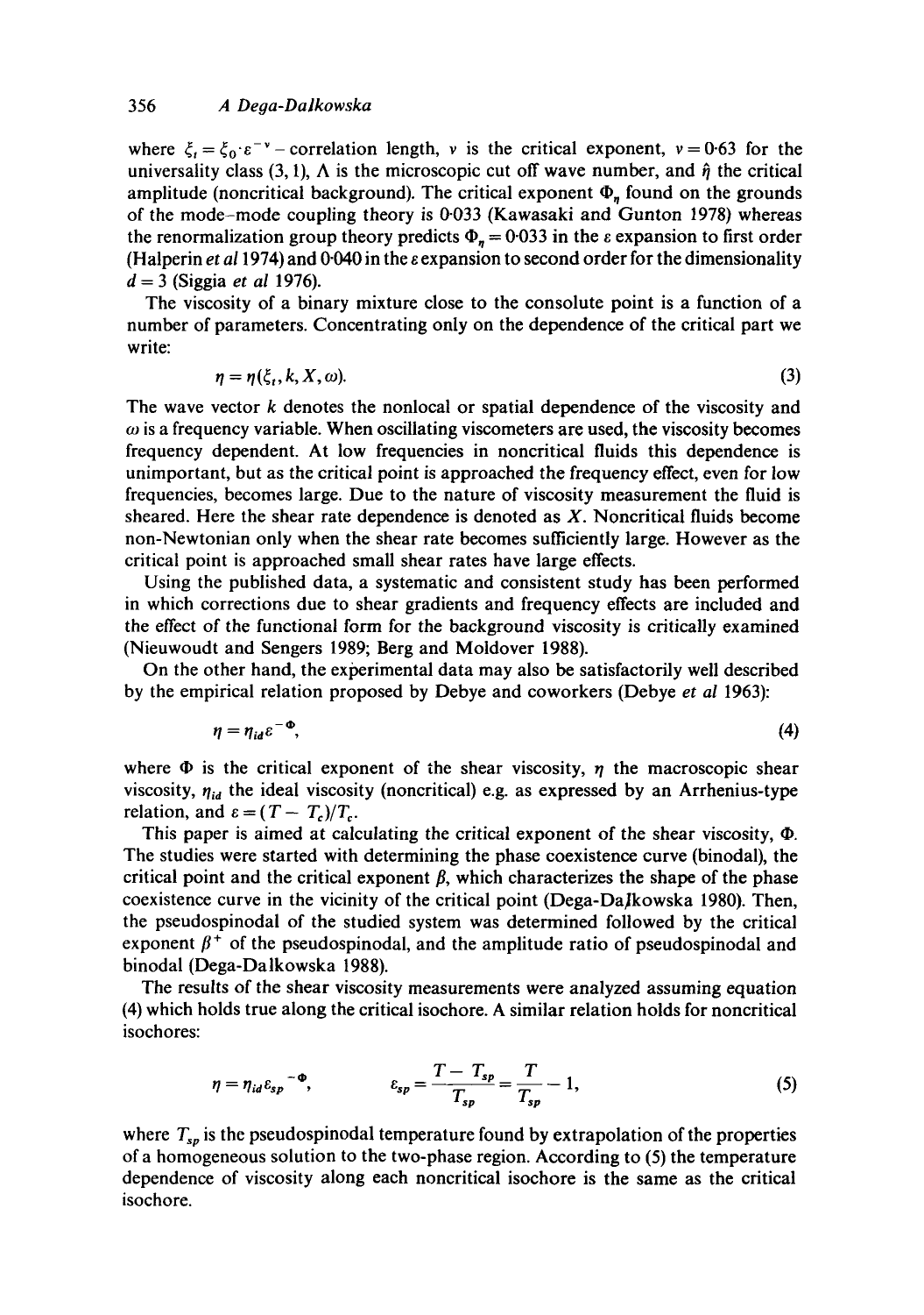where $\xi_t = \xi_0 \cdot \varepsilon^{-\nu}$ – correlation length, $\nu$ is the critical exponent, $\nu = 0{\cdot}63$ for the universality class (3, 1), $\Lambda$ is the microscopic cut off wave number, and $\hat{\eta}$ the critical amplitude (noncritical background). The critical exponent $\Phi_\eta$ found on the grounds of the mode–mode coupling theory is 0·033 (Kawasaki and Gunton 1978) whereas the renormalization group theory predicts $\Phi_\eta = 0{\cdot}033$ in the $\varepsilon$ expansion to first order (Halperin *et al* 1974) and 0·040 in the $\varepsilon$ expansion to second order for the dimensionality $d = 3$ (Siggia *et al* 1976).

The viscosity of a binary mixture close to the consolute point is a function of a number of parameters. Concentrating only on the dependence of the critical part we write:

$$\eta = \eta(\xi_t, k, X, \omega). \tag{3}$$

The wave vector $k$ denotes the nonlocal or spatial dependence of the viscosity and $\omega$ is a frequency variable. When oscillating viscometers are used, the viscosity becomes frequency dependent. At low frequencies in noncritical fluids this dependence is unimportant, but as the critical point is approached the frequency effect, even for low frequencies, becomes large. Due to the nature of viscosity measurement the fluid is sheared. Here the shear rate dependence is denoted as $X$. Noncritical fluids become non-Newtonian only when the shear rate becomes sufficiently large. However as the critical point is approached small shear rates have large effects.

Using the published data, a systematic and consistent study has been performed in which corrections due to shear gradients and frequency effects are included and the effect of the functional form for the background viscosity is critically examined (Nieuwoudt and Sengers 1989; Berg and Moldover 1988).

On the other hand, the experimental data may also be satisfactorily well described by the empirical relation proposed by Debye and coworkers (Debye *et al* 1963):

$$\eta = \eta_{id} \varepsilon^{-\Phi}, \tag{4}$$

where $\Phi$ is the critical exponent of the shear viscosity, $\eta$ the macroscopic shear viscosity, $\eta_{id}$ the ideal viscosity (noncritical) e.g. as expressed by an Arrhenius-type relation, and $\varepsilon = (T - T_c)/T_c$.

This paper is aimed at calculating the critical exponent of the shear viscosity, $\Phi$. The studies were started with determining the phase coexistence curve (binodal), the critical point and the critical exponent $\beta$, which characterizes the shape of the phase coexistence curve in the vicinity of the critical point (Dega-Dałkowska 1980). Then, the pseudospinodal of the studied system was determined followed by the critical exponent $\beta^+$ of the pseudospinodal, and the amplitude ratio of pseudospinodal and binodal (Dega-Dalkowska 1988).

The results of the shear viscosity measurements were analyzed assuming equation (4) which holds true along the critical isochore. A similar relation holds for noncritical isochores:

$$\eta = \eta_{id} \varepsilon_{sp}{}^{-\Phi}, \qquad \varepsilon_{sp} = \frac{T - T_{sp}}{T_{sp}} = \frac{T}{T_{sp}} - 1, \tag{5}$$

where $T_{sp}$ is the pseudospinodal temperature found by extrapolation of the properties of a homogeneous solution to the two-phase region. According to (5) the temperature dependence of viscosity along each noncritical isochore is the same as the critical isochore.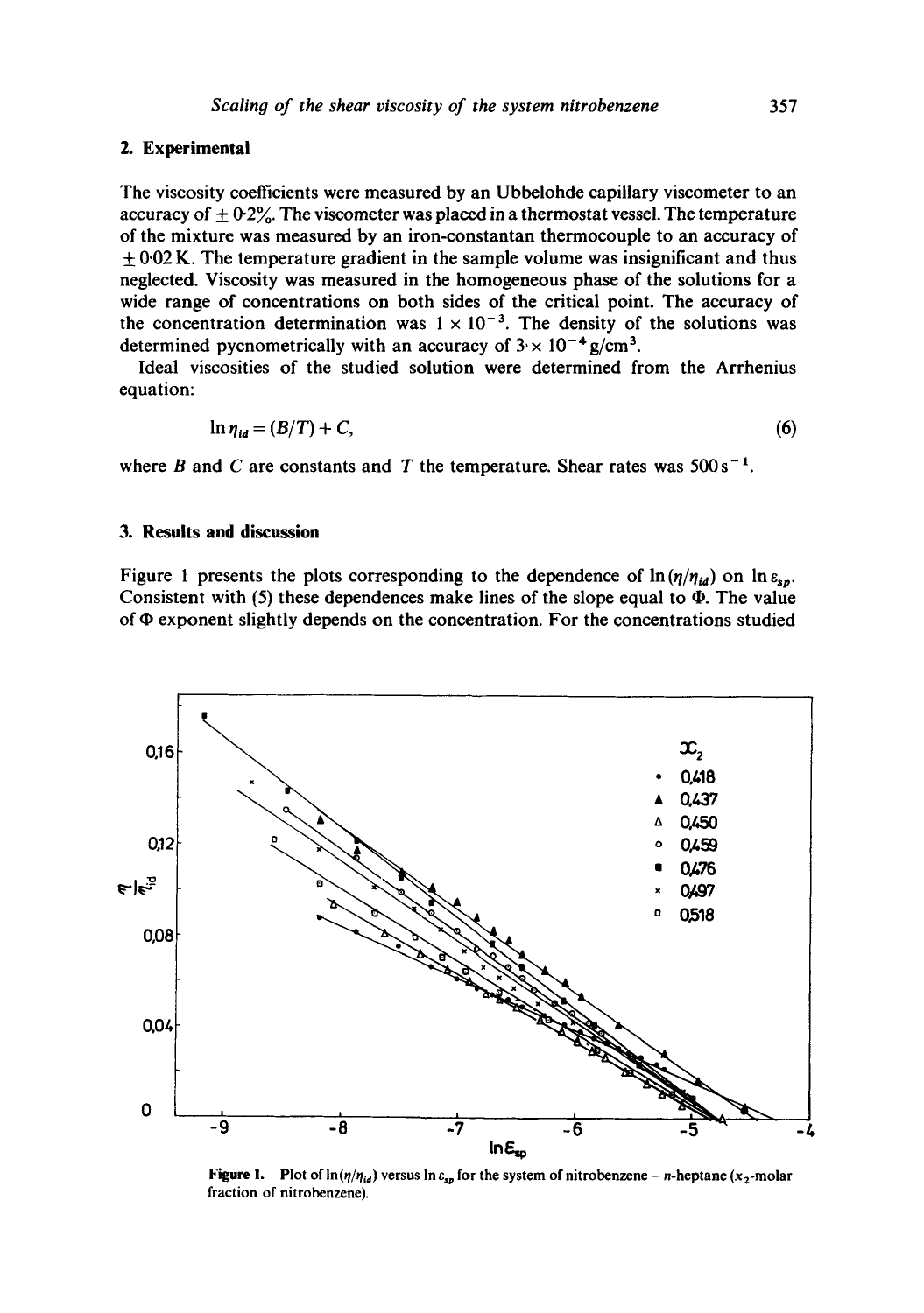## 2. Experimental

The viscosity coefficients were measured by an Ubbelohde capillary viscometer to an accuracy of $\pm 0{\cdot}2\%$. The viscometer was placed in a thermostat vessel. The temperature of the mixture was measured by an iron-constantan thermocouple to an accuracy of $\pm 0{\cdot}02$ K. The temperature gradient in the sample volume was insignificant and thus neglected. Viscosity was measured in the homogeneous phase of the solutions for a wide range of concentrations on both sides of the critical point. The accuracy of the concentration determination was $1 \times 10^{-3}$. The density of the solutions was determined pycnometrically with an accuracy of $3 \times 10^{-4}\,\mathrm{g/cm^3}$.

Ideal viscosities of the studied solution were determined from the Arrhenius equation:

$$\ln \eta_{id} = (B/T) + C, \tag{6}$$

where $B$ and $C$ are constants and $T$ the temperature. Shear rates was $500\,\mathrm{s}^{-1}$.

## 3. Results and discussion

Figure 1 presents the plots corresponding to the dependence of $\ln(\eta/\eta_{id})$ on $\ln \varepsilon_{sp}$. Consistent with (5) these dependences make lines of the slope equal to $\Phi$. The value of $\Phi$ exponent slightly depends on the concentration. For the concentrations studied

**Figure 1.** Plot of $\ln(\eta/\eta_{id})$ versus $\ln \varepsilon_{sp}$ for the system of nitrobenzene – $n$-heptane ($x_2$-molar fraction of nitrobenzene).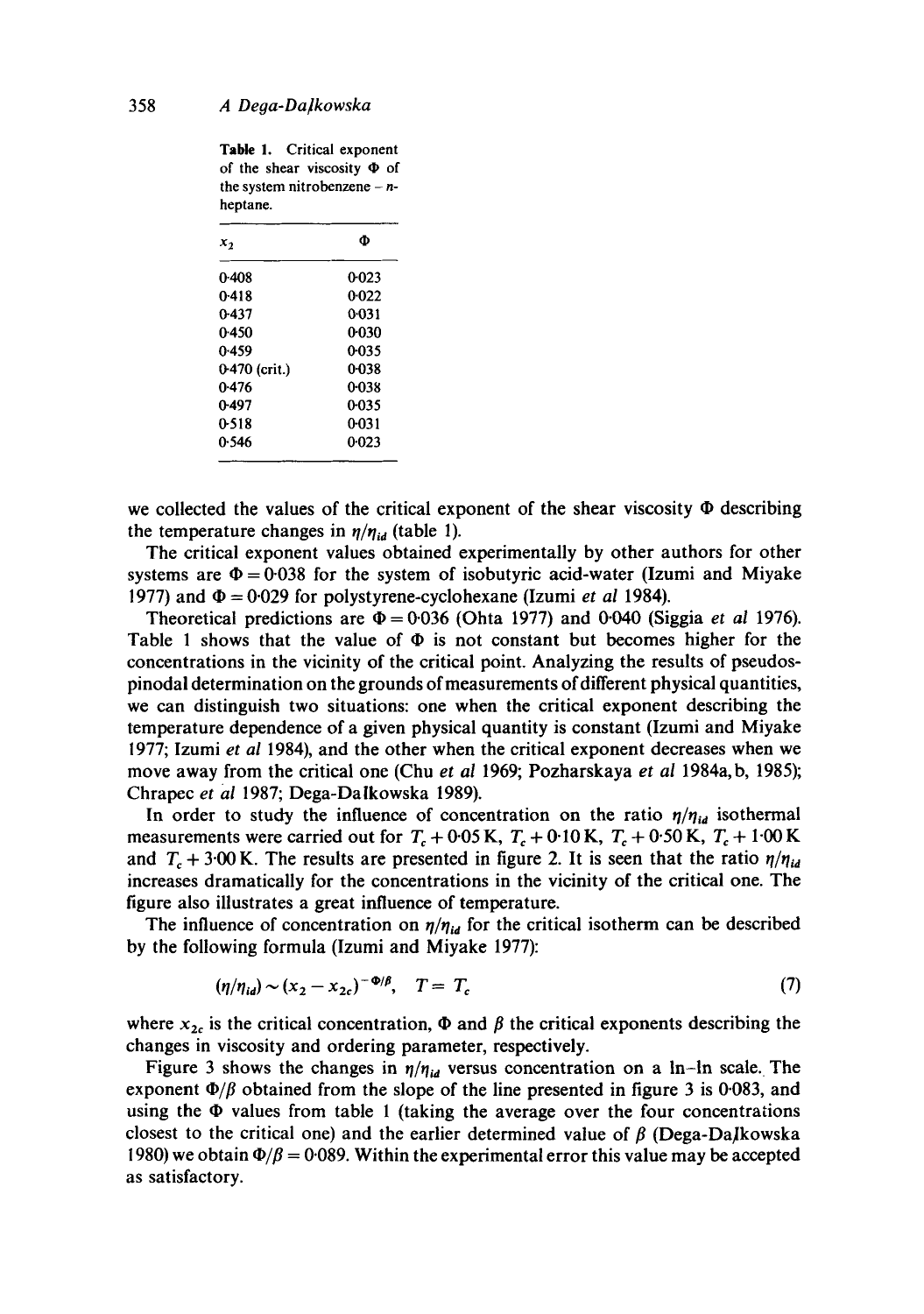**Table 1.** Critical exponent of the shear viscosity $\Phi$ of the system nitrobenzene – $n$-heptane.

| $x_2$ | $\Phi$ |
|---|---|
| 0·408 | 0·023 |
| 0·418 | 0·022 |
| 0·437 | 0·031 |
| 0·450 | 0·030 |
| 0·459 | 0·035 |
| 0·470 (crit.) | 0·038 |
| 0·476 | 0·038 |
| 0·497 | 0·035 |
| 0·518 | 0·031 |
| 0·546 | 0·023 |

we collected the values of the critical exponent of the shear viscosity $\Phi$ describing the temperature changes in $\eta/\eta_{id}$ (table 1).

The critical exponent values obtained experimentally by other authors for other systems are $\Phi = 0{\cdot}038$ for the system of isobutyric acid-water (Izumi and Miyake 1977) and $\Phi = 0{\cdot}029$ for polystyrene-cyclohexane (Izumi *et al* 1984).

Theoretical predictions are $\Phi = 0{\cdot}036$ (Ohta 1977) and $0{\cdot}040$ (Siggia *et al* 1976). Table 1 shows that the value of $\Phi$ is not constant but becomes higher for the concentrations in the vicinity of the critical point. Analyzing the results of pseudospinodal determination on the grounds of measurements of different physical quantities, we can distinguish two situations: one when the critical exponent describing the temperature dependence of a given physical quantity is constant (Izumi and Miyake 1977; Izumi *et al* 1984), and the other when the critical exponent decreases when we move away from the critical one (Chu *et al* 1969; Pozharskaya *et al* 1984a, b, 1985); Chrapec *et al* 1987; Dega-Dałkowska 1989).

In order to study the influence of concentration on the ratio $\eta/\eta_{id}$ isothermal measurements were carried out for $T_c + 0{\cdot}05$ K, $T_c + 0{\cdot}10$ K, $T_c + 0{\cdot}50$ K, $T_c + 1{\cdot}00$ K and $T_c + 3{\cdot}00$ K. The results are presented in figure 2. It is seen that the ratio $\eta/\eta_{id}$ increases dramatically for the concentrations in the vicinity of the critical one. The figure also illustrates a great influence of temperature.

The influence of concentration on $\eta/\eta_{id}$ for the critical isotherm can be described by the following formula (Izumi and Miyake 1977):

$$(\eta/\eta_{id}) \sim (x_2 - x_{2c})^{-\Phi/\beta}, \quad T = T_c \tag{7}$$

where $x_{2c}$ is the critical concentration, $\Phi$ and $\beta$ the critical exponents describing the changes in viscosity and ordering parameter, respectively.

Figure 3 shows the changes in $\eta/\eta_{id}$ versus concentration on a ln–ln scale. The exponent $\Phi/\beta$ obtained from the slope of the line presented in figure 3 is 0·083, and using the $\Phi$ values from table 1 (taking the average over the four concentrations closest to the critical one) and the earlier determined value of $\beta$ (Dega-Dałkowska 1980) we obtain $\Phi/\beta = 0{\cdot}089$. Within the experimental error this value may be accepted as satisfactory.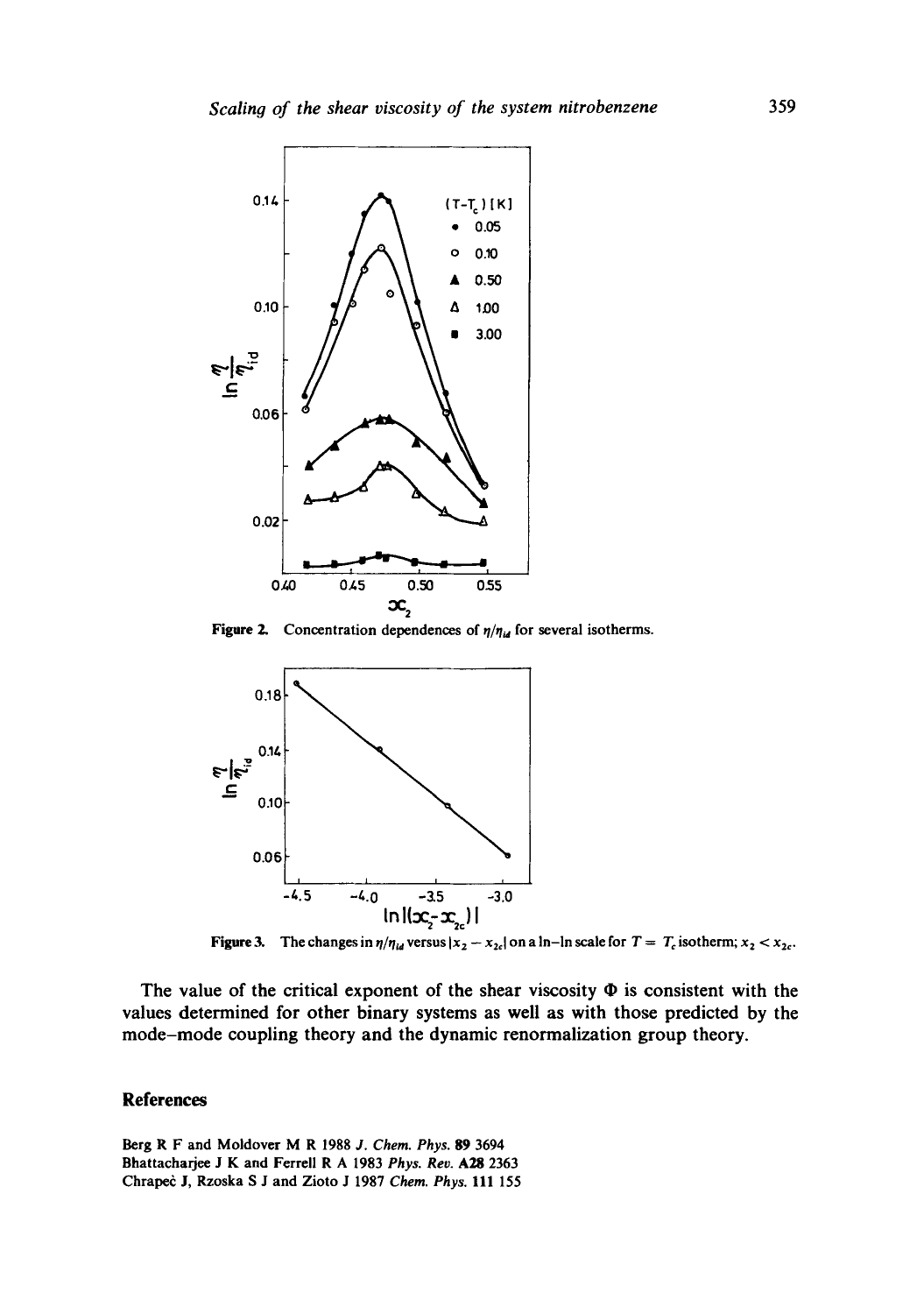Figure 2. Concentration dependences of $\eta/\eta_{id}$ for several isotherms.

Figure 3. The changes in $\eta/\eta_{id}$ versus $|x_2 - x_{2c}|$ on a ln–ln scale for $T = T_c$ isotherm; $x_2 < x_{2c}$.

The value of the critical exponent of the shear viscosity $\Phi$ is consistent with the values determined for other binary systems as well as with those predicted by the mode–mode coupling theory and the dynamic renormalization group theory.

## References

Berg R F and Moldover M R 1988 *J. Chem. Phys.* **89** 3694

Bhattacharjee J K and Ferrell R A 1983 *Phys. Rev.* **A28** 2363

Chrapeć J, Rzoska S J and Zioło J 1987 *Chem. Phys.* **111** 155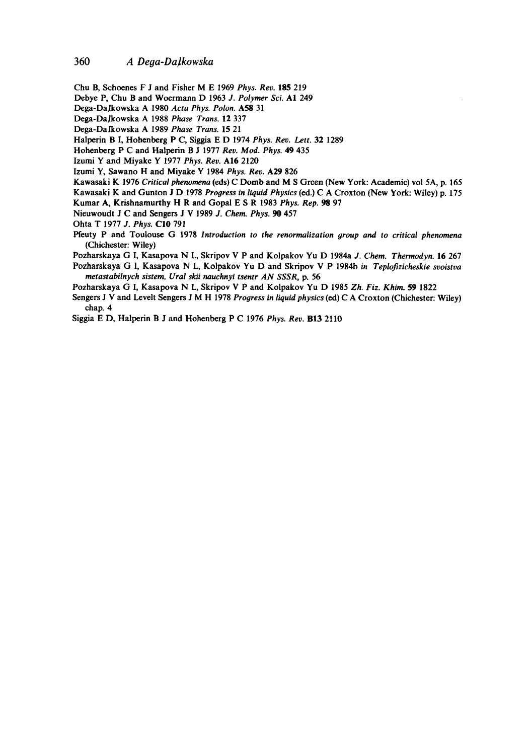Chu B, Schoenes F J and Fisher M E 1969 *Phys. Rev.* **185** 219

Debye P, Chu B and Woermann D 1963 *J. Polymer Sci.* **A1** 249

Dega-Dałkowska A 1980 *Acta Phys. Polon.* **A58** 31

Dega-Dałkowska A 1988 *Phase Trans.* **12** 337

Dega-Dałkowska A 1989 *Phase Trans.* **15** 21

Halperin B I, Hohenberg P C, Siggia E D 1974 *Phys. Rev. Lett.* **32** 1289

Hohenberg P C and Halperin B J 1977 *Rev. Mod. Phys.* **49** 435

Izumi Y and Miyake Y 1977 *Phys. Rev.* **A16** 2120

Izumi Y, Sawano H and Miyake Y 1984 *Phys. Rev.* **A29** 826

Kawasaki K 1976 *Critical phenomena* (eds) C Domb and M S Green (New York: Academic) vol 5A, p. 165

Kawasaki K and Gunton J D 1978 *Progress in liquid Physics* (ed.) C A Croxton (New York: Wiley) p. 175

Kumar A, Krishnamurthy H R and Gopal E S R 1983 *Phys. Rep.* **98** 97

Nieuwoudt J C and Sengers J V 1989 *J. Chem. Phys.* **90** 457

Ohta T 1977 *J. Phys.* **C10** 791

Pfeuty P and Toulouse G 1978 *Introduction to the renormalization group and to critical phenomena* (Chichester: Wiley)

Pozharskaya G I, Kasapova N L, Skripov V P and Kolpakov Yu D 1984a *J. Chem. Thermodyn.* **16** 267

Pozharskaya G I, Kasapova N L, Kolpakov Yu D and Skripov V P 1984b *in Teplofizicheskie svoistva metastabilnych sistem, Ural skii nauchnyi tsentr AN SSSR*, p. 56

Pozharskaya G I, Kasapova N L, Skripov V P and Kolpakov Yu D 1985 *Zh. Fiz. Khim.* **59** 1822

Sengers J V and Levelt Sengers J M H 1978 *Progress in liquid physics* (ed) C A Croxton (Chichester: Wiley) chap. 4

Siggia E D, Halperin B J and Hohenberg P C 1976 *Phys. Rev.* **B13** 2110